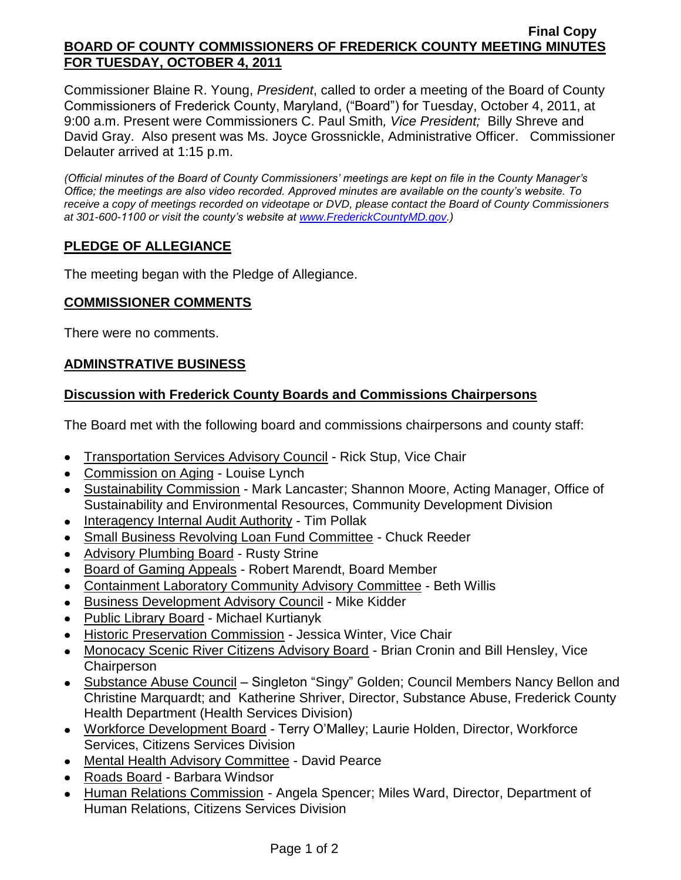**Final Copy**

**BOARD OF COUNTY COMMISSIONERS OF FREDERICK COUNTY MEETING MINUTES FOR TUESDAY, OCTOBER 4, 2011**

Commissioner Blaine R. Young, *President*, called to order a meeting of the Board of County Commissioners of Frederick County, Maryland, ("Board") for Tuesday, October 4, 2011, at 9:00 a.m. Present were Commissioners C. Paul Smith*, Vice President;* Billy Shreve and David Gray. Also present was Ms. Joyce Grossnickle, Administrative Officer. Commissioner Delauter arrived at 1:15 p.m.

*(Official minutes of the Board of County Commissioners' meetings are kept on file in the County Manager's Office; the meetings are also video recorded. Approved minutes are available on the county's website. To receive a copy of meetings recorded on videotape or DVD, please contact the Board of County Commissioners at 301-600-1100 or visit the county's website at www.FrederickCountyMD.gov.)*

## PLEDGE OF ALLEGIANCE

The meeting began with the Pledge of Allegiance.

## COMMISSIONER COMMENTS

There were no comments.

## ADMINSTRATIVE BUSINESS

### Discussion with Frederick County Boards and Commissions Chairpersons

The Board met with the following board and commissions chairpersons and county staff:

- Transportation Services Advisory Council - Rick Stup, Vice Chair
- Commission on Aging - Louise Lynch
- Sustainability Commission - Mark Lancaster; Shannon Moore, Acting Manager, Office of Sustainability and Environmental Resources, Community Development Division
- Interagency Internal Audit Authority - Tim Pollak
- Small Business Revolving Loan Fund Committee - Chuck Reeder
- Advisory Plumbing Board - Rusty Strine
- Board of Gaming Appeals - Robert Marendt, Board Member
- Containment Laboratory Community Advisory Committee - Beth Willis
- Business Development Advisory Council - Mike Kidder
- Public Library Board - Michael Kurtianyk
- Historic Preservation Commission - Jessica Winter, Vice Chair
- Monocacy Scenic River Citizens Advisory Board - Brian Cronin and Bill Hensley, Vice Chairperson
- Substance Abuse Council – Singleton "Singy" Golden; Council Members Nancy Bellon and Christine Marquardt; and Katherine Shriver, Director, Substance Abuse, Frederick County Health Department (Health Services Division)
- Workforce Development Board - Terry O'Malley; Laurie Holden, Director, Workforce Services, Citizens Services Division
- Mental Health Advisory Committee - David Pearce
- Roads Board - Barbara Windsor
- Human Relations Commission - Angela Spencer; Miles Ward, Director, Department of Human Relations, Citizens Services Division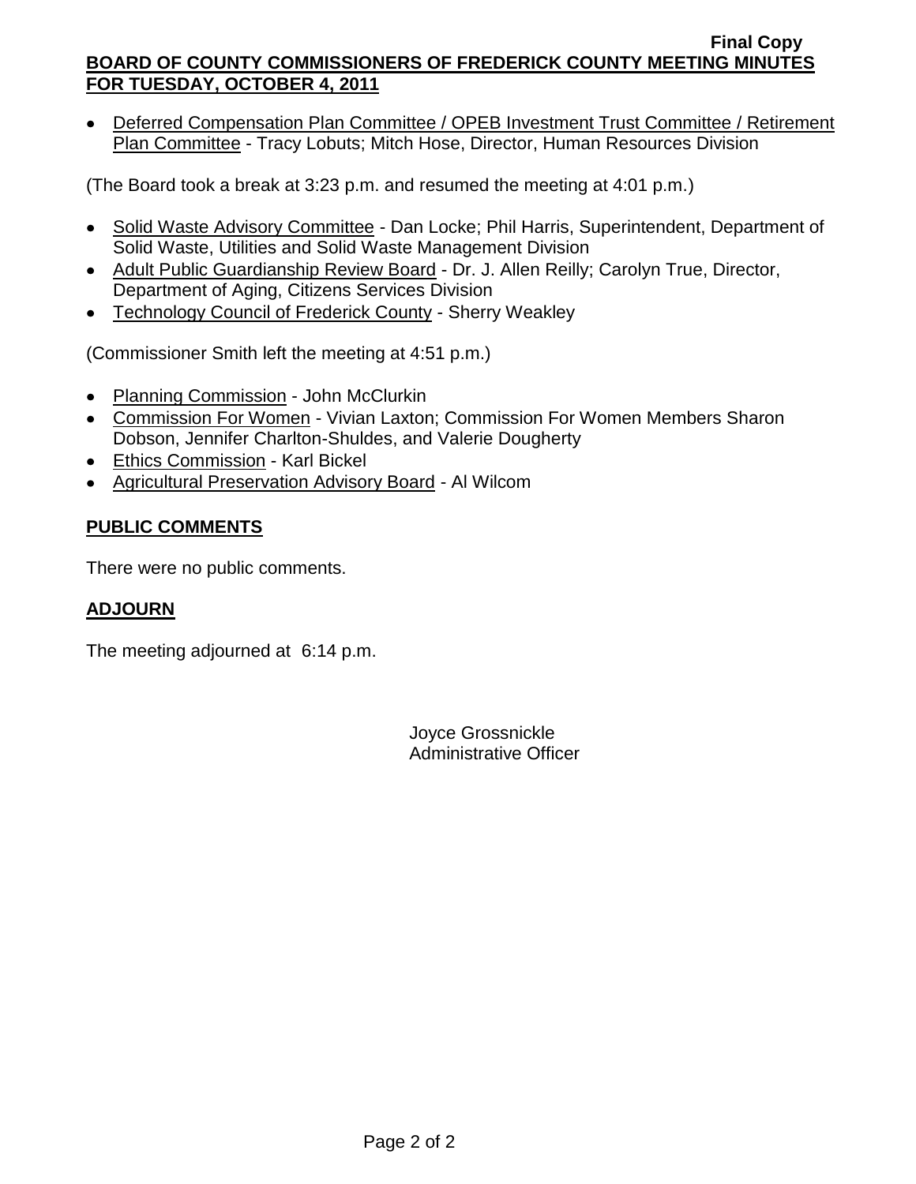- Deferred Compensation Plan Committee / OPEB Investment Trust Committee / Retirement Plan Committee - Tracy Lobuts; Mitch Hose, Director, Human Resources Division

(The Board took a break at 3:23 p.m. and resumed the meeting at 4:01 p.m.)

- Solid Waste Advisory Committee - Dan Locke; Phil Harris, Superintendent, Department of Solid Waste, Utilities and Solid Waste Management Division
- Adult Public Guardianship Review Board - Dr. J. Allen Reilly; Carolyn True, Director, Department of Aging, Citizens Services Division
- Technology Council of Frederick County - Sherry Weakley

(Commissioner Smith left the meeting at 4:51 p.m.)

- Planning Commission - John McClurkin
- Commission For Women - Vivian Laxton; Commission For Women Members Sharon Dobson, Jennifer Charlton-Shuldes, and Valerie Dougherty
- Ethics Commission - Karl Bickel
- Agricultural Preservation Advisory Board - Al Wilcom

## PUBLIC COMMENTS

There were no public comments.

## ADJOURN

The meeting adjourned at 6:14 p.m.

Joyce Grossnickle
Administrative Officer